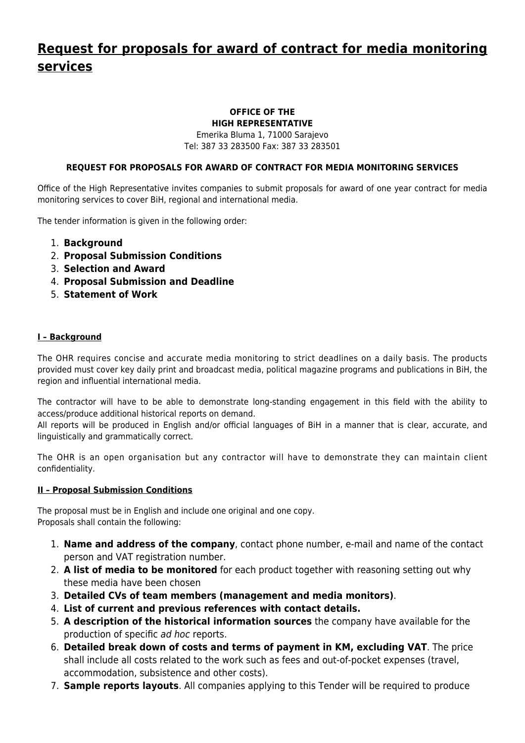# Request for proposals for award of contract for media monitoring services

**OFFICE OF THE**
**HIGH REPRESENTATIVE**
Emerika Bluma 1, 71000 Sarajevo
Tel: 387 33 283500 Fax: 387 33 283501

**REQUEST FOR PROPOSALS FOR AWARD OF CONTRACT FOR MEDIA MONITORING SERVICES**

Office of the High Representative invites companies to submit proposals for award of one year contract for media monitoring services to cover BiH, regional and international media.

The tender information is given in the following order:

1. **Background**
2. **Proposal Submission Conditions**
3. **Selection and Award**
4. **Proposal Submission and Deadline**
5. **Statement of Work**

## I – Background

The OHR requires concise and accurate media monitoring to strict deadlines on a daily basis. The products provided must cover key daily print and broadcast media, political magazine programs and publications in BiH, the region and influential international media.

The contractor will have to be able to demonstrate long-standing engagement in this field with the ability to access/produce additional historical reports on demand.
All reports will be produced in English and/or official languages of BiH in a manner that is clear, accurate, and linguistically and grammatically correct.

The OHR is an open organisation but any contractor will have to demonstrate they can maintain client confidentiality.

## II – Proposal Submission Conditions

The proposal must be in English and include one original and one copy.
Proposals shall contain the following:

1. **Name and address of the company**, contact phone number, e-mail and name of the contact person and VAT registration number.
2. **A list of media to be monitored** for each product together with reasoning setting out why these media have been chosen
3. **Detailed CVs of team members (management and media monitors)**.
4. **List of current and previous references with contact details.**
5. **A description of the historical information sources** the company have available for the production of specific *ad hoc* reports.
6. **Detailed break down of costs and terms of payment in KM, excluding VAT**. The price shall include all costs related to the work such as fees and out-of-pocket expenses (travel, accommodation, subsistence and other costs).
7. **Sample reports layouts**. All companies applying to this Tender will be required to produce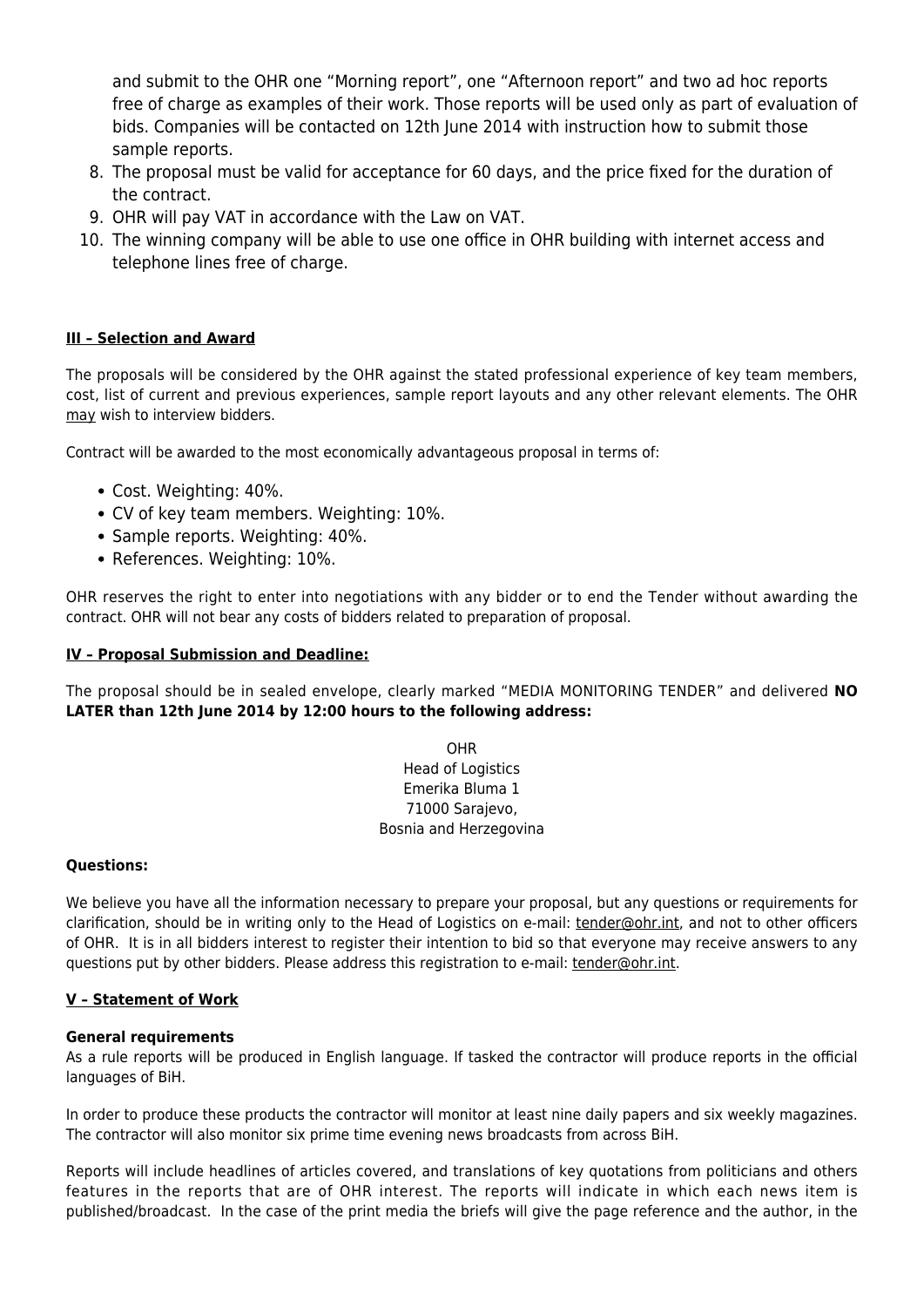and submit to the OHR one "Morning report", one "Afternoon report" and two ad hoc reports free of charge as examples of their work. Those reports will be used only as part of evaluation of bids. Companies will be contacted on 12th June 2014 with instruction how to submit those sample reports.

8. The proposal must be valid for acceptance for 60 days, and the price fixed for the duration of the contract.
9. OHR will pay VAT in accordance with the Law on VAT.
10. The winning company will be able to use one office in OHR building with internet access and telephone lines free of charge.

## III – Selection and Award

The proposals will be considered by the OHR against the stated professional experience of key team members, cost, list of current and previous experiences, sample report layouts and any other relevant elements. The OHR may wish to interview bidders.

Contract will be awarded to the most economically advantageous proposal in terms of:

- Cost. Weighting: 40%.
- CV of key team members. Weighting: 10%.
- Sample reports. Weighting: 40%.
- References. Weighting: 10%.

OHR reserves the right to enter into negotiations with any bidder or to end the Tender without awarding the contract. OHR will not bear any costs of bidders related to preparation of proposal.

## IV – Proposal Submission and Deadline:

The proposal should be in sealed envelope, clearly marked "MEDIA MONITORING TENDER" and delivered **NO LATER than 12th June 2014 by 12:00 hours to the following address:**

OHR
Head of Logistics
Emerika Bluma 1
71000 Sarajevo,
Bosnia and Herzegovina

**Questions:**

We believe you have all the information necessary to prepare your proposal, but any questions or requirements for clarification, should be in writing only to the Head of Logistics on e-mail: tender@ohr.int, and not to other officers of OHR. It is in all bidders interest to register their intention to bid so that everyone may receive answers to any questions put by other bidders. Please address this registration to e-mail: tender@ohr.int.

## V – Statement of Work

**General requirements**

As a rule reports will be produced in English language. If tasked the contractor will produce reports in the official languages of BiH.

In order to produce these products the contractor will monitor at least nine daily papers and six weekly magazines. The contractor will also monitor six prime time evening news broadcasts from across BiH.

Reports will include headlines of articles covered, and translations of key quotations from politicians and others features in the reports that are of OHR interest. The reports will indicate in which each news item is published/broadcast. In the case of the print media the briefs will give the page reference and the author, in the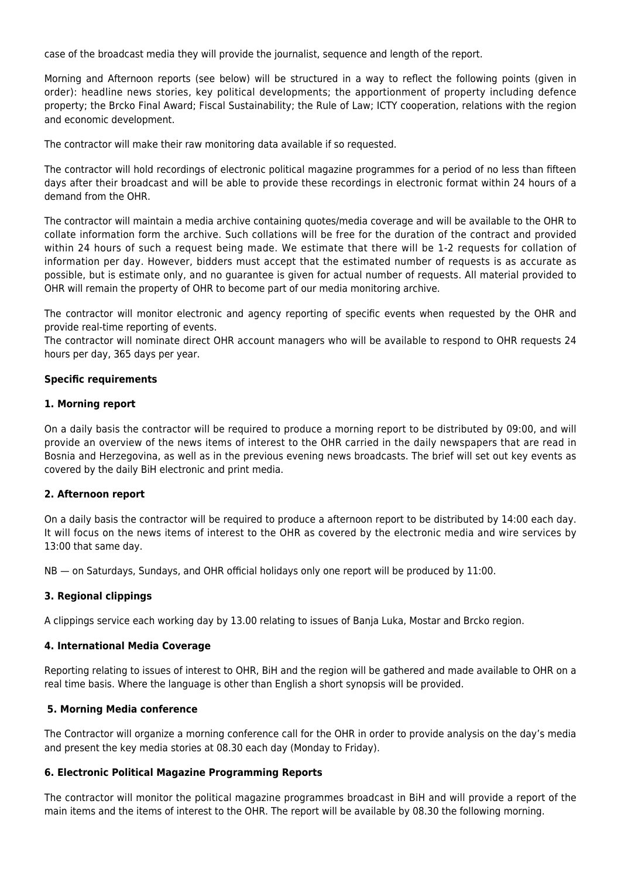case of the broadcast media they will provide the journalist, sequence and length of the report.

Morning and Afternoon reports (see below) will be structured in a way to reflect the following points (given in order): headline news stories, key political developments; the apportionment of property including defence property; the Brcko Final Award; Fiscal Sustainability; the Rule of Law; ICTY cooperation, relations with the region and economic development.

The contractor will make their raw monitoring data available if so requested.

The contractor will hold recordings of electronic political magazine programmes for a period of no less than fifteen days after their broadcast and will be able to provide these recordings in electronic format within 24 hours of a demand from the OHR.

The contractor will maintain a media archive containing quotes/media coverage and will be available to the OHR to collate information form the archive. Such collations will be free for the duration of the contract and provided within 24 hours of such a request being made. We estimate that there will be 1-2 requests for collation of information per day. However, bidders must accept that the estimated number of requests is as accurate as possible, but is estimate only, and no guarantee is given for actual number of requests. All material provided to OHR will remain the property of OHR to become part of our media monitoring archive.

The contractor will monitor electronic and agency reporting of specific events when requested by the OHR and provide real-time reporting of events.
The contractor will nominate direct OHR account managers who will be available to respond to OHR requests 24 hours per day, 365 days per year.

**Specific requirements**

**1. Morning report**

On a daily basis the contractor will be required to produce a morning report to be distributed by 09:00, and will provide an overview of the news items of interest to the OHR carried in the daily newspapers that are read in Bosnia and Herzegovina, as well as in the previous evening news broadcasts. The brief will set out key events as covered by the daily BiH electronic and print media.

**2. Afternoon report**

On a daily basis the contractor will be required to produce a afternoon report to be distributed by 14:00 each day. It will focus on the news items of interest to the OHR as covered by the electronic media and wire services by 13:00 that same day.

NB — on Saturdays, Sundays, and OHR official holidays only one report will be produced by 11:00.

**3. Regional clippings**

A clippings service each working day by 13.00 relating to issues of Banja Luka, Mostar and Brcko region.

**4. International Media Coverage**

Reporting relating to issues of interest to OHR, BiH and the region will be gathered and made available to OHR on a real time basis. Where the language is other than English a short synopsis will be provided.

**5. Morning Media conference**

The Contractor will organize a morning conference call for the OHR in order to provide analysis on the day's media and present the key media stories at 08.30 each day (Monday to Friday).

**6. Electronic Political Magazine Programming Reports**

The contractor will monitor the political magazine programmes broadcast in BiH and will provide a report of the main items and the items of interest to the OHR. The report will be available by 08.30 the following morning.